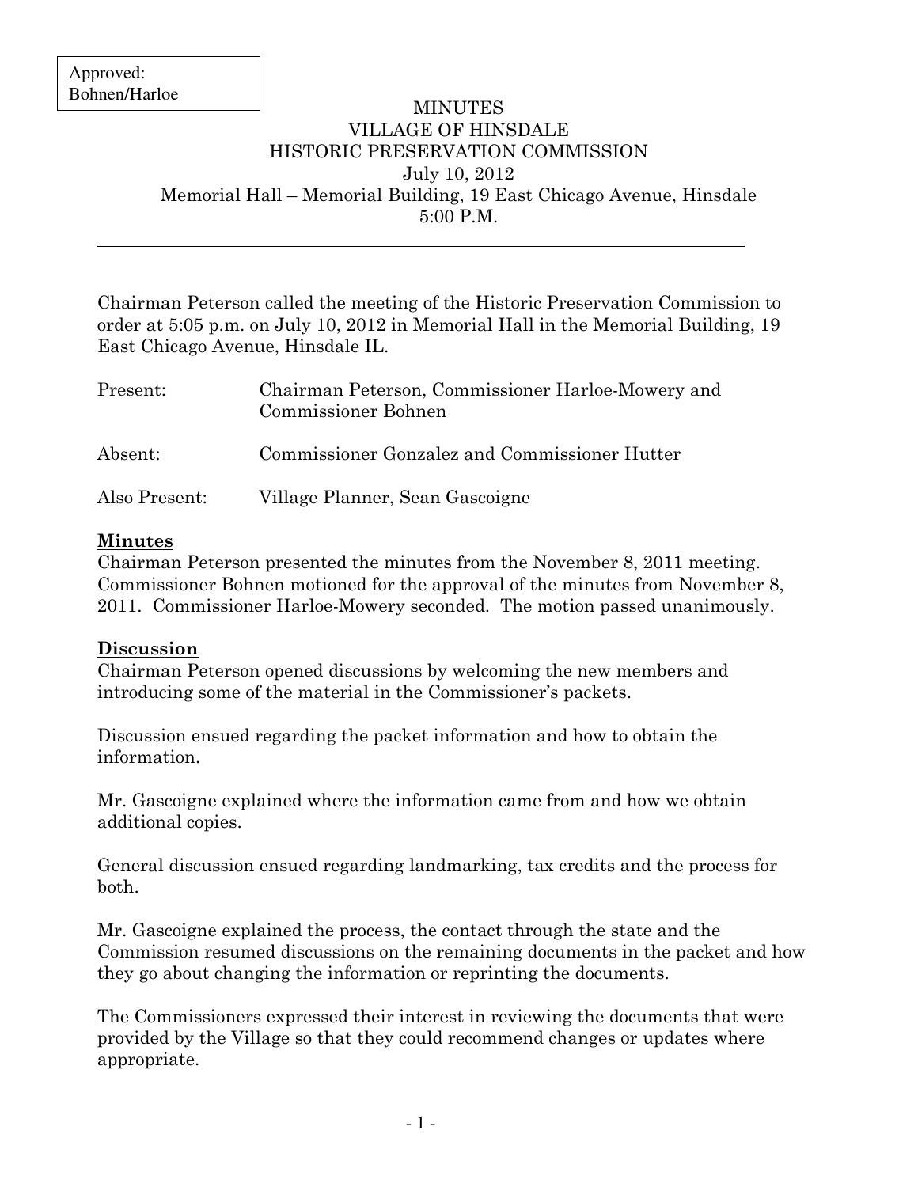Approved:
Bohnen/Harloe

# MINUTES
# VILLAGE OF HINSDALE
# HISTORIC PRESERVATION COMMISSION

July 10, 2012
Memorial Hall – Memorial Building, 19 East Chicago Avenue, Hinsdale
5:00 P.M.

---

Chairman Peterson called the meeting of the Historic Preservation Commission to order at 5:05 p.m. on July 10, 2012 in Memorial Hall in the Memorial Building, 19 East Chicago Avenue, Hinsdale IL.

| | |
|---|---|
| Present: | Chairman Peterson, Commissioner Harloe-Mowery and Commissioner Bohnen |
| Absent: | Commissioner Gonzalez and Commissioner Hutter |
| Also Present: | Village Planner, Sean Gascoigne |

**Minutes**

Chairman Peterson presented the minutes from the November 8, 2011 meeting. Commissioner Bohnen motioned for the approval of the minutes from November 8, 2011. Commissioner Harloe-Mowery seconded. The motion passed unanimously.

**Discussion**

Chairman Peterson opened discussions by welcoming the new members and introducing some of the material in the Commissioner's packets.

Discussion ensued regarding the packet information and how to obtain the information.

Mr. Gascoigne explained where the information came from and how we obtain additional copies.

General discussion ensued regarding landmarking, tax credits and the process for both.

Mr. Gascoigne explained the process, the contact through the state and the Commission resumed discussions on the remaining documents in the packet and how they go about changing the information or reprinting the documents.

The Commissioners expressed their interest in reviewing the documents that were provided by the Village so that they could recommend changes or updates where appropriate.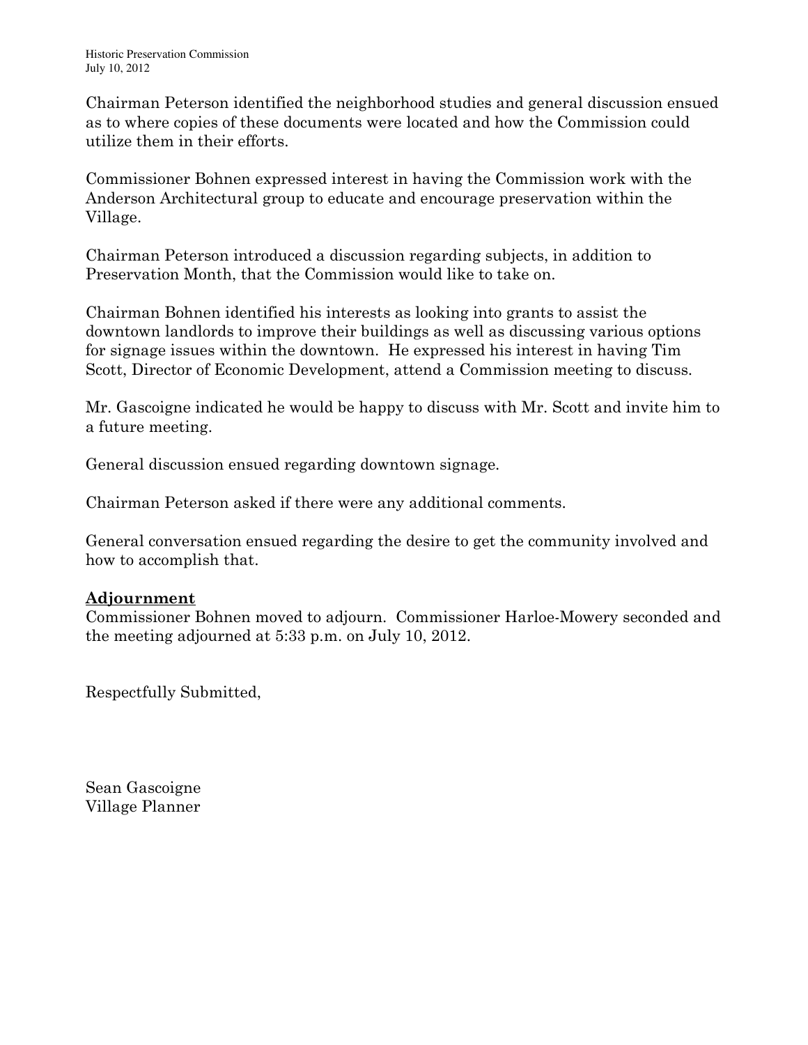Chairman Peterson identified the neighborhood studies and general discussion ensued as to where copies of these documents were located and how the Commission could utilize them in their efforts.

Commissioner Bohnen expressed interest in having the Commission work with the Anderson Architectural group to educate and encourage preservation within the Village.

Chairman Peterson introduced a discussion regarding subjects, in addition to Preservation Month, that the Commission would like to take on.

Chairman Bohnen identified his interests as looking into grants to assist the downtown landlords to improve their buildings as well as discussing various options for signage issues within the downtown. He expressed his interest in having Tim Scott, Director of Economic Development, attend a Commission meeting to discuss.

Mr. Gascoigne indicated he would be happy to discuss with Mr. Scott and invite him to a future meeting.

General discussion ensued regarding downtown signage.

Chairman Peterson asked if there were any additional comments.

General conversation ensued regarding the desire to get the community involved and how to accomplish that.

**Adjournment**

Commissioner Bohnen moved to adjourn. Commissioner Harloe-Mowery seconded and the meeting adjourned at 5:33 p.m. on July 10, 2012.

Respectfully Submitted,

Sean Gascoigne
Village Planner